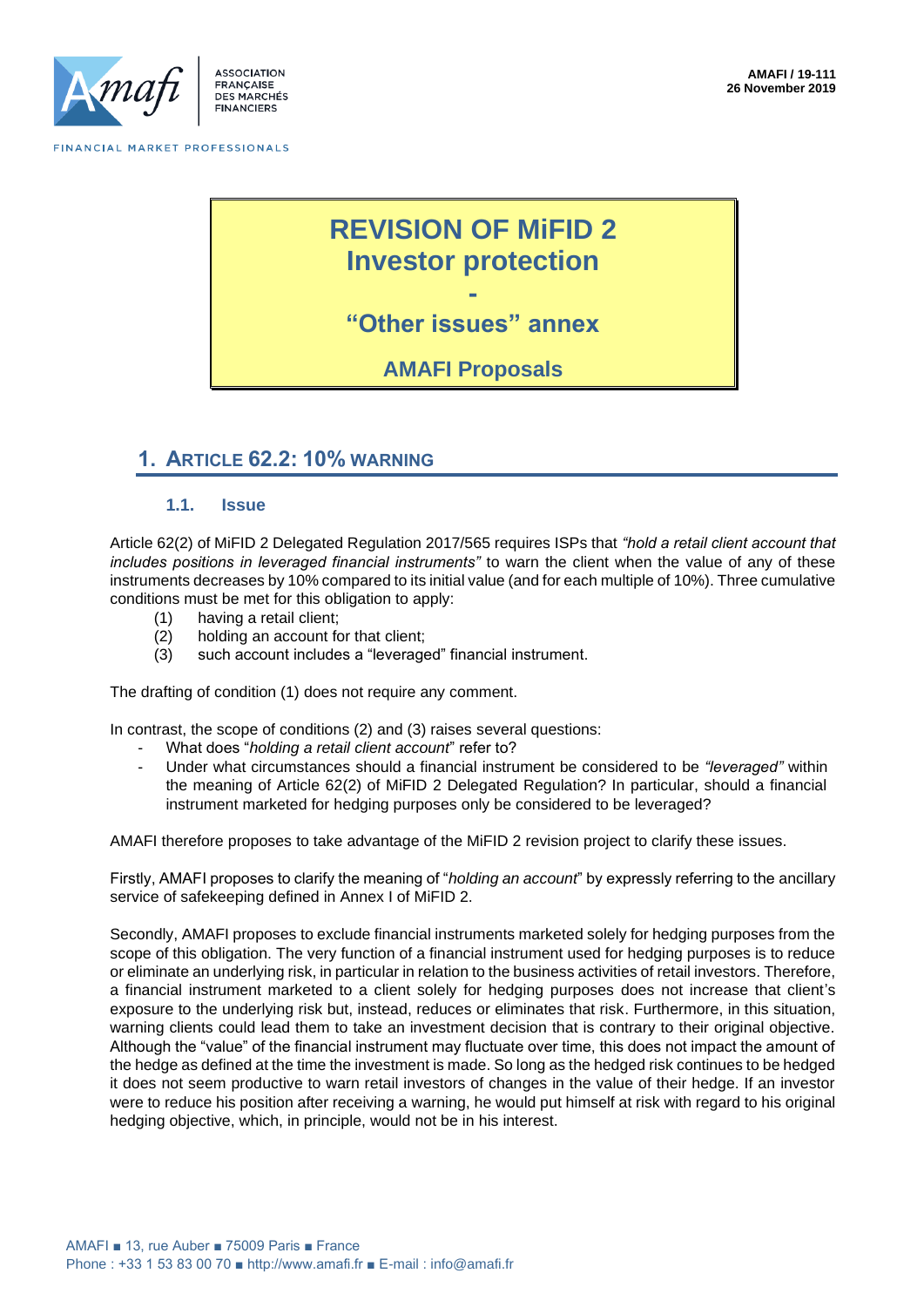AMAFI / 19-111
26 November 2019

# REVISION OF MiFID 2
# Investor protection
# -
# "Other issues" annex

**AMAFI Proposals**

## 1. ARTICLE 62.2: 10% WARNING

### 1.1. Issue

Article 62(2) of MiFID 2 Delegated Regulation 2017/565 requires ISPs that *"hold a retail client account that includes positions in leveraged financial instruments"* to warn the client when the value of any of these instruments decreases by 10% compared to its initial value (and for each multiple of 10%). Three cumulative conditions must be met for this obligation to apply:

(1) having a retail client;
(2) holding an account for that client;
(3) such account includes a "leveraged" financial instrument.

The drafting of condition (1) does not require any comment.

In contrast, the scope of conditions (2) and (3) raises several questions:

- What does "*holding a retail client account*" refer to?
- Under what circumstances should a financial instrument be considered to be *"leveraged"* within the meaning of Article 62(2) of MiFID 2 Delegated Regulation? In particular, should a financial instrument marketed for hedging purposes only be considered to be leveraged?

AMAFI therefore proposes to take advantage of the MiFID 2 revision project to clarify these issues.

Firstly, AMAFI proposes to clarify the meaning of "*holding an account*" by expressly referring to the ancillary service of safekeeping defined in Annex I of MiFID 2.

Secondly, AMAFI proposes to exclude financial instruments marketed solely for hedging purposes from the scope of this obligation. The very function of a financial instrument used for hedging purposes is to reduce or eliminate an underlying risk, in particular in relation to the business activities of retail investors. Therefore, a financial instrument marketed to a client solely for hedging purposes does not increase that client's exposure to the underlying risk but, instead, reduces or eliminates that risk. Furthermore, in this situation, warning clients could lead them to take an investment decision that is contrary to their original objective. Although the "value" of the financial instrument may fluctuate over time, this does not impact the amount of the hedge as defined at the time the investment is made. So long as the hedged risk continues to be hedged it does not seem productive to warn retail investors of changes in the value of their hedge. If an investor were to reduce his position after receiving a warning, he would put himself at risk with regard to his original hedging objective, which, in principle, would not be in his interest.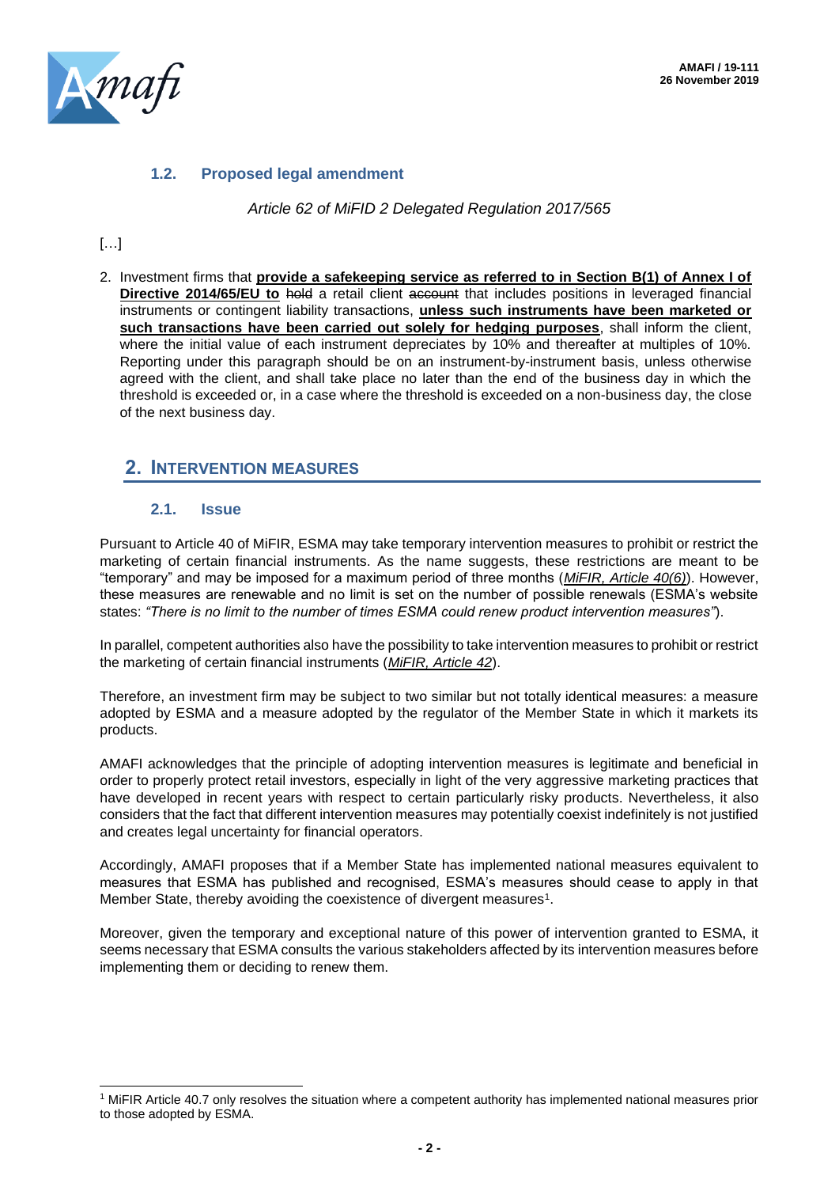### 1.2. Proposed legal amendment

*Article 62 of MiFID 2 Delegated Regulation 2017/565*

[…]

2. Investment firms that **provide a safekeeping service as referred to in Section B(1) of Annex I of Directive 2014/65/EU to** ~~hold~~ a retail client ~~account~~ that includes positions in leveraged financial instruments or contingent liability transactions, **unless such instruments have been marketed or such transactions have been carried out solely for hedging purposes**, shall inform the client, where the initial value of each instrument depreciates by 10% and thereafter at multiples of 10%. Reporting under this paragraph should be on an instrument-by-instrument basis, unless otherwise agreed with the client, and shall take place no later than the end of the business day in which the threshold is exceeded or, in a case where the threshold is exceeded on a non-business day, the close of the next business day.

## 2. Intervention measures

### 2.1. Issue

Pursuant to Article 40 of MiFIR, ESMA may take temporary intervention measures to prohibit or restrict the marketing of certain financial instruments. As the name suggests, these restrictions are meant to be "temporary" and may be imposed for a maximum period of three months (*MiFIR, Article 40(6)*). However, these measures are renewable and no limit is set on the number of possible renewals (ESMA's website states: *"There is no limit to the number of times ESMA could renew product intervention measures"*).

In parallel, competent authorities also have the possibility to take intervention measures to prohibit or restrict the marketing of certain financial instruments (*MiFIR, Article 42*).

Therefore, an investment firm may be subject to two similar but not totally identical measures: a measure adopted by ESMA and a measure adopted by the regulator of the Member State in which it markets its products.

AMAFI acknowledges that the principle of adopting intervention measures is legitimate and beneficial in order to properly protect retail investors, especially in light of the very aggressive marketing practices that have developed in recent years with respect to certain particularly risky products. Nevertheless, it also considers that the fact that different intervention measures may potentially coexist indefinitely is not justified and creates legal uncertainty for financial operators.

Accordingly, AMAFI proposes that if a Member State has implemented national measures equivalent to measures that ESMA has published and recognised, ESMA's measures should cease to apply in that Member State, thereby avoiding the coexistence of divergent measures[1].

Moreover, given the temporary and exceptional nature of this power of intervention granted to ESMA, it seems necessary that ESMA consults the various stakeholders affected by its intervention measures before implementing them or deciding to renew them.

[1] MiFIR Article 40.7 only resolves the situation where a competent authority has implemented national measures prior to those adopted by ESMA.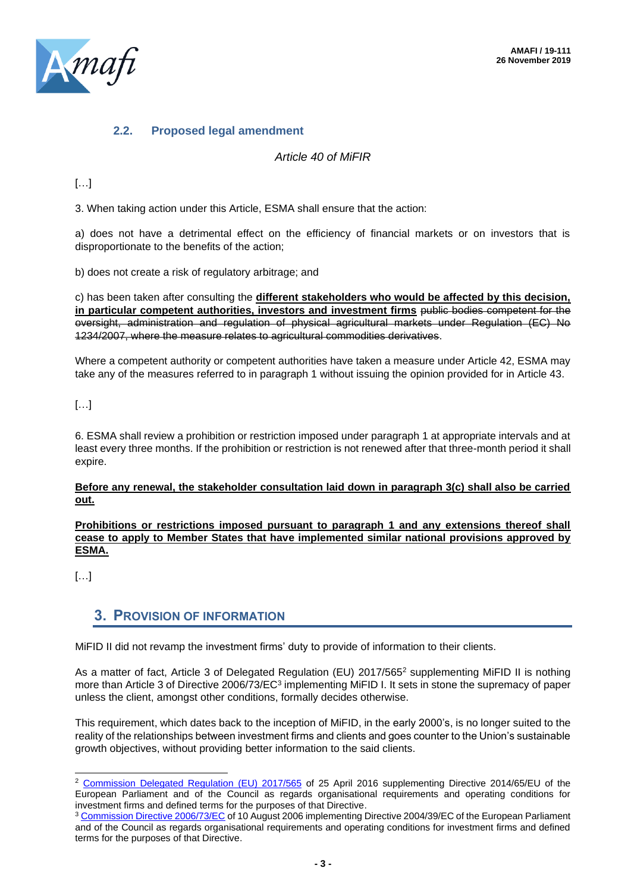### 2.2. Proposed legal amendment

*Article 40 of MiFIR*

[…]

3. When taking action under this Article, ESMA shall ensure that the action:

a) does not have a detrimental effect on the efficiency of financial markets or on investors that is disproportionate to the benefits of the action;

b) does not create a risk of regulatory arbitrage; and

c) has been taken after consulting the **different stakeholders who would be affected by this decision, in particular competent authorities, investors and investment firms** ~~public bodies competent for the oversight, administration and regulation of physical agricultural markets under Regulation (EC) No 1234/2007, where the measure relates to agricultural commodities derivatives~~.

Where a competent authority or competent authorities have taken a measure under Article 42, ESMA may take any of the measures referred to in paragraph 1 without issuing the opinion provided for in Article 43.

[…]

6. ESMA shall review a prohibition or restriction imposed under paragraph 1 at appropriate intervals and at least every three months. If the prohibition or restriction is not renewed after that three-month period it shall expire.

**Before any renewal, the stakeholder consultation laid down in paragraph 3(c) shall also be carried out.**

**Prohibitions or restrictions imposed pursuant to paragraph 1 and any extensions thereof shall cease to apply to Member States that have implemented similar national provisions approved by ESMA.**

[…]

## 3. Provision of information

MiFID II did not revamp the investment firms' duty to provide of information to their clients.

As a matter of fact, Article 3 of Delegated Regulation (EU) 2017/565[2] supplementing MiFID II is nothing more than Article 3 of Directive 2006/73/EC[3] implementing MiFID I. It sets in stone the supremacy of paper unless the client, amongst other conditions, formally decides otherwise.

This requirement, which dates back to the inception of MiFID, in the early 2000's, is no longer suited to the reality of the relationships between investment firms and clients and goes counter to the Union's sustainable growth objectives, without providing better information to the said clients.

---

[2] Commission Delegated Regulation (EU) 2017/565 of 25 April 2016 supplementing Directive 2014/65/EU of the European Parliament and of the Council as regards organisational requirements and operating conditions for investment firms and defined terms for the purposes of that Directive.

[3] Commission Directive 2006/73/EC of 10 August 2006 implementing Directive 2004/39/EC of the European Parliament and of the Council as regards organisational requirements and operating conditions for investment firms and defined terms for the purposes of that Directive.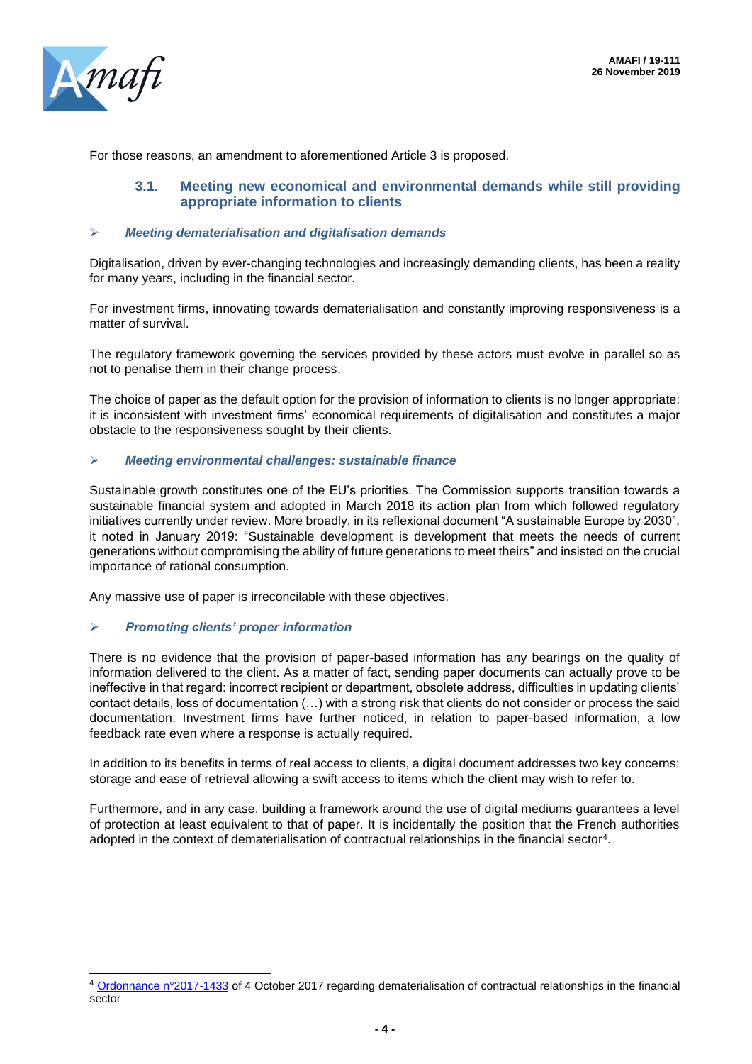For those reasons, an amendment to aforementioned Article 3 is proposed.

### 3.1. Meeting new economical and environmental demands while still providing appropriate information to clients

➢ ***Meeting dematerialisation and digitalisation demands***

Digitalisation, driven by ever-changing technologies and increasingly demanding clients, has been a reality for many years, including in the financial sector.

For investment firms, innovating towards dematerialisation and constantly improving responsiveness is a matter of survival.

The regulatory framework governing the services provided by these actors must evolve in parallel so as not to penalise them in their change process.

The choice of paper as the default option for the provision of information to clients is no longer appropriate: it is inconsistent with investment firms' economical requirements of digitalisation and constitutes a major obstacle to the responsiveness sought by their clients.

➢ ***Meeting environmental challenges: sustainable finance***

Sustainable growth constitutes one of the EU's priorities. The Commission supports transition towards a sustainable financial system and adopted in March 2018 its action plan from which followed regulatory initiatives currently under review. More broadly, in its reflexional document "A sustainable Europe by 2030", it noted in January 2019: "Sustainable development is development that meets the needs of current generations without compromising the ability of future generations to meet theirs" and insisted on the crucial importance of rational consumption.

Any massive use of paper is irreconcilable with these objectives.

➢ ***Promoting clients' proper information***

There is no evidence that the provision of paper-based information has any bearings on the quality of information delivered to the client. As a matter of fact, sending paper documents can actually prove to be ineffective in that regard: incorrect recipient or department, obsolete address, difficulties in updating clients' contact details, loss of documentation (…) with a strong risk that clients do not consider or process the said documentation. Investment firms have further noticed, in relation to paper-based information, a low feedback rate even where a response is actually required.

In addition to its benefits in terms of real access to clients, a digital document addresses two key concerns: storage and ease of retrieval allowing a swift access to items which the client may wish to refer to.

Furthermore, and in any case, building a framework around the use of digital mediums guarantees a level of protection at least equivalent to that of paper. It is incidentally the position that the French authorities adopted in the context of dematerialisation of contractual relationships in the financial sector[4].

---

[4] Ordonnance n°2017-1433 of 4 October 2017 regarding dematerialisation of contractual relationships in the financial sector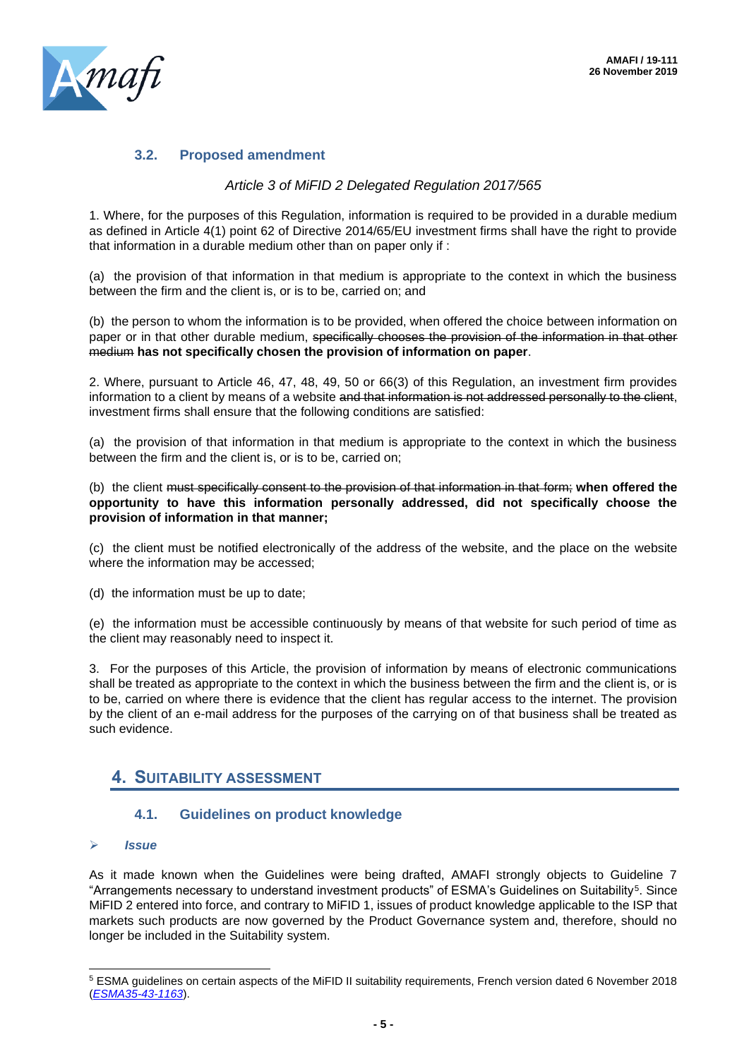### 3.2. Proposed amendment

*Article 3 of MiFID 2 Delegated Regulation 2017/565*

1. Where, for the purposes of this Regulation, information is required to be provided in a durable medium as defined in Article 4(1) point 62 of Directive 2014/65/EU investment firms shall have the right to provide that information in a durable medium other than on paper only if :

(a) the provision of that information in that medium is appropriate to the context in which the business between the firm and the client is, or is to be, carried on; and

(b) the person to whom the information is to be provided, when offered the choice between information on paper or in that other durable medium, ~~specifically chooses the provision of the information in that other medium~~ **has not specifically chosen the provision of information on paper**.

2. Where, pursuant to Article 46, 47, 48, 49, 50 or 66(3) of this Regulation, an investment firm provides information to a client by means of a website ~~and that information is not addressed personally to the client~~, investment firms shall ensure that the following conditions are satisfied:

(a) the provision of that information in that medium is appropriate to the context in which the business between the firm and the client is, or is to be, carried on;

(b) the client ~~must specifically consent to the provision of that information in that form;~~ **when offered the opportunity to have this information personally addressed, did not specifically choose the provision of information in that manner;**

(c) the client must be notified electronically of the address of the website, and the place on the website where the information may be accessed;

(d) the information must be up to date;

(e) the information must be accessible continuously by means of that website for such period of time as the client may reasonably need to inspect it.

3. For the purposes of this Article, the provision of information by means of electronic communications shall be treated as appropriate to the context in which the business between the firm and the client is, or is to be, carried on where there is evidence that the client has regular access to the internet. The provision by the client of an e-mail address for the purposes of the carrying on of that business shall be treated as such evidence.

## 4. Suitability Assessment

### 4.1. Guidelines on product knowledge

- ***Issue***

As it made known when the Guidelines were being drafted, AMAFI strongly objects to Guideline 7 "Arrangements necessary to understand investment products" of ESMA's Guidelines on Suitability[5]. Since MiFID 2 entered into force, and contrary to MiFID 1, issues of product knowledge applicable to the ISP that markets such products are now governed by the Product Governance system and, therefore, should no longer be included in the Suitability system.

---

[5] ESMA guidelines on certain aspects of the MiFID II suitability requirements, French version dated 6 November 2018 (*ESMA35-43-1163*).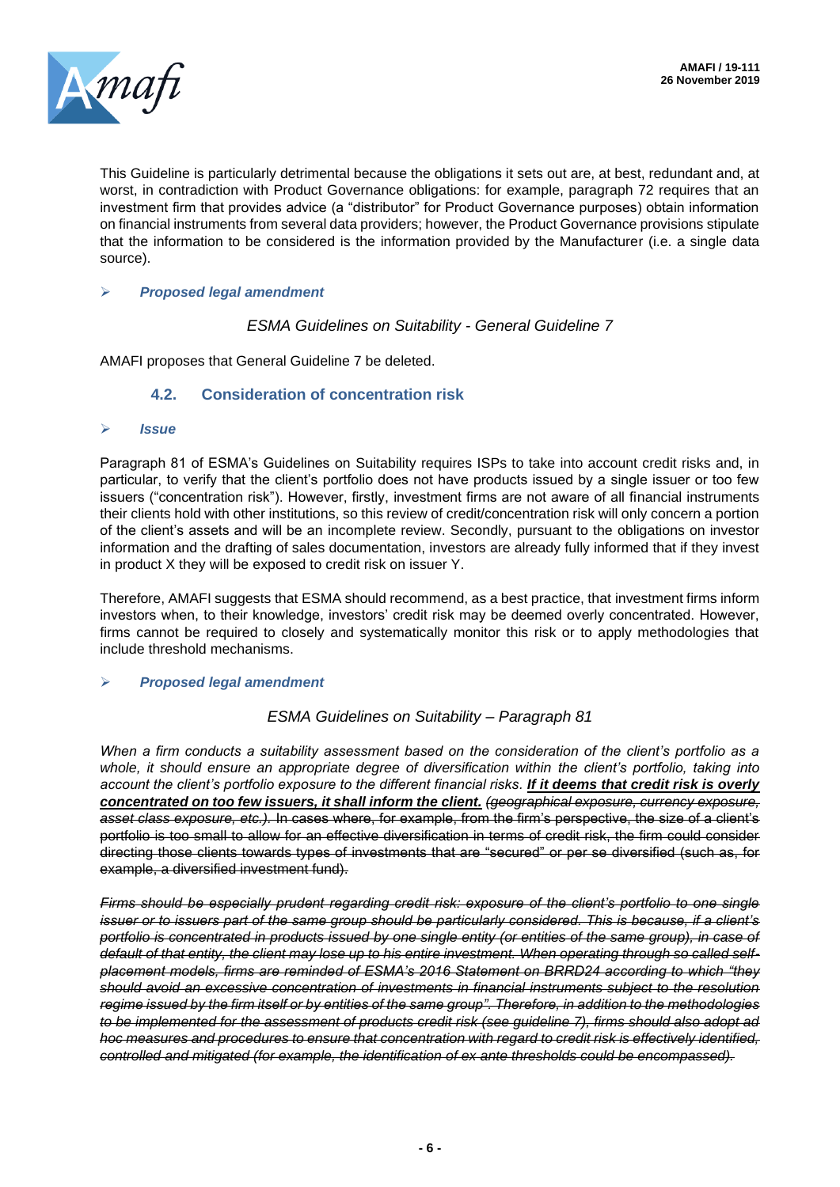This Guideline is particularly detrimental because the obligations it sets out are, at best, redundant and, at worst, in contradiction with Product Governance obligations: for example, paragraph 72 requires that an investment firm that provides advice (a "distributor" for Product Governance purposes) obtain information on financial instruments from several data providers; however, the Product Governance provisions stipulate that the information to be considered is the information provided by the Manufacturer (i.e. a single data source).

- ***Proposed legal amendment***

*ESMA Guidelines on Suitability - General Guideline 7*

AMAFI proposes that General Guideline 7 be deleted.

### 4.2. Consideration of concentration risk

- ***Issue***

Paragraph 81 of ESMA's Guidelines on Suitability requires ISPs to take into account credit risks and, in particular, to verify that the client's portfolio does not have products issued by a single issuer or too few issuers ("concentration risk"). However, firstly, investment firms are not aware of all financial instruments their clients hold with other institutions, so this review of credit/concentration risk will only concern a portion of the client's assets and will be an incomplete review. Secondly, pursuant to the obligations on investor information and the drafting of sales documentation, investors are already fully informed that if they invest in product X they will be exposed to credit risk on issuer Y.

Therefore, AMAFI suggests that ESMA should recommend, as a best practice, that investment firms inform investors when, to their knowledge, investors' credit risk may be deemed overly concentrated. However, firms cannot be required to closely and systematically monitor this risk or to apply methodologies that include threshold mechanisms.

- ***Proposed legal amendment***

*ESMA Guidelines on Suitability – Paragraph 81*

*When a firm conducts a suitability assessment based on the consideration of the client's portfolio as a whole, it should ensure an appropriate degree of diversification within the client's portfolio, taking into account the client's portfolio exposure to the different financial risks.* ***If it deems that credit risk is overly concentrated on too few issuers, it shall inform the client.*** ~~*(geographical exposure, currency exposure, asset class exposure, etc.).*~~ ~~In cases where, for example, from the firm's perspective, the size of a client's portfolio is too small to allow for an effective diversification in terms of credit risk, the firm could consider directing those clients towards types of investments that are "secured" or per se diversified (such as, for example, a diversified investment fund).~~

~~*Firms should be especially prudent regarding credit risk: exposure of the client's portfolio to one single issuer or to issuers part of the same group should be particularly considered. This is because, if a client's portfolio is concentrated in products issued by one single entity (or entities of the same group), in case of default of that entity, the client may lose up to his entire investment. When operating through so called self-placement models, firms are reminded of ESMA's 2016 Statement on BRRD24 according to which "they should avoid an excessive concentration of investments in financial instruments subject to the resolution regime issued by the firm itself or by entities of the same group". Therefore, in addition to the methodologies to be implemented for the assessment of products credit risk (see guideline 7), firms should also adopt ad hoc measures and procedures to ensure that concentration with regard to credit risk is effectively identified, controlled and mitigated (for example, the identification of ex ante thresholds could be encompassed).*~~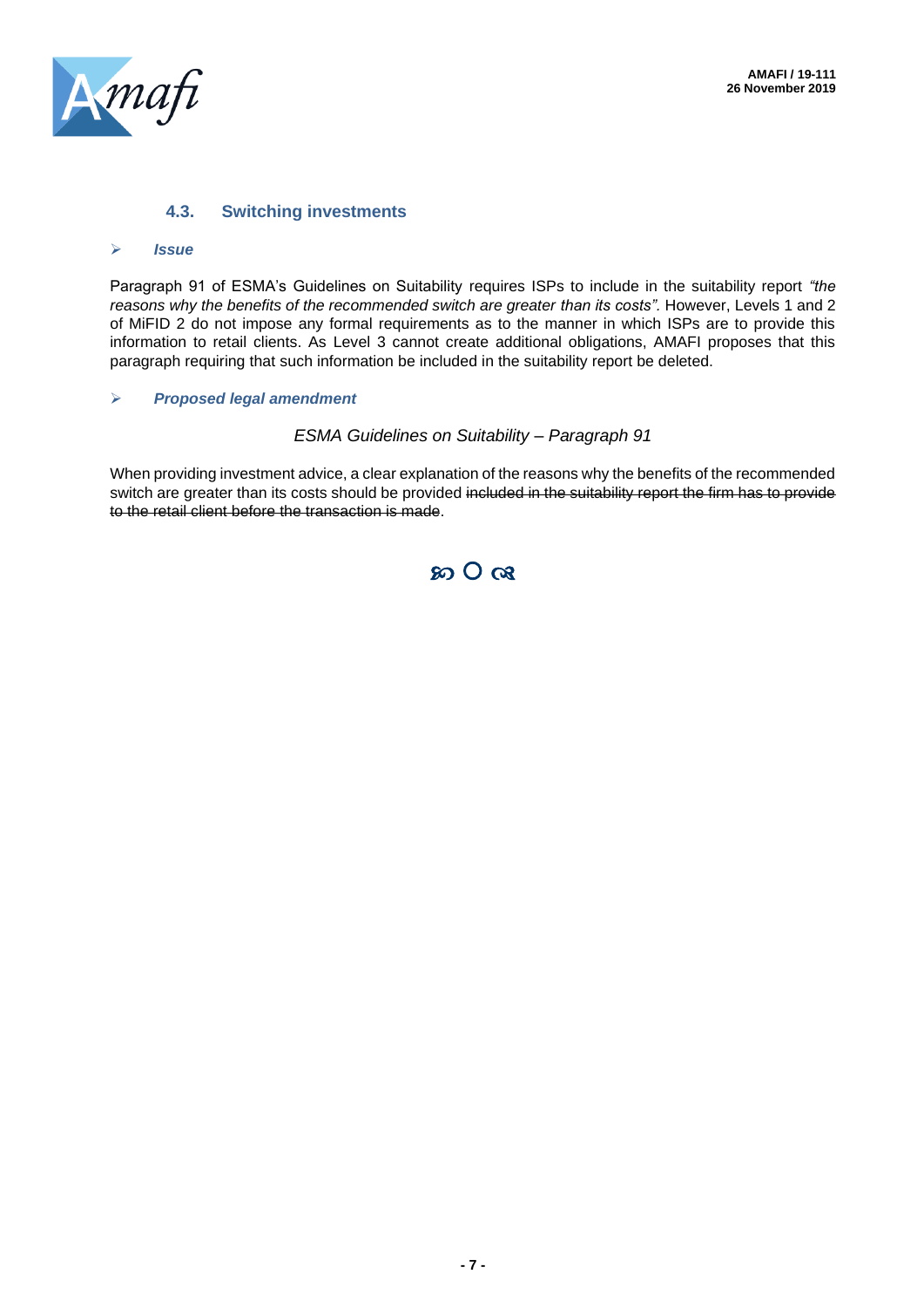### 4.3. Switching investments

➢ ***Issue***

Paragraph 91 of ESMA's Guidelines on Suitability requires ISPs to include in the suitability report *"the reasons why the benefits of the recommended switch are greater than its costs".* However, Levels 1 and 2 of MiFID 2 do not impose any formal requirements as to the manner in which ISPs are to provide this information to retail clients. As Level 3 cannot create additional obligations, AMAFI proposes that this paragraph requiring that such information be included in the suitability report be deleted.

➢ ***Proposed legal amendment***

*ESMA Guidelines on Suitability – Paragraph 91*

When providing investment advice, a clear explanation of the reasons why the benefits of the recommended switch are greater than its costs should be provided ~~included in the suitability report the firm has to provide to the retail client before the transaction is made~~.

ꕤ O ꕤ